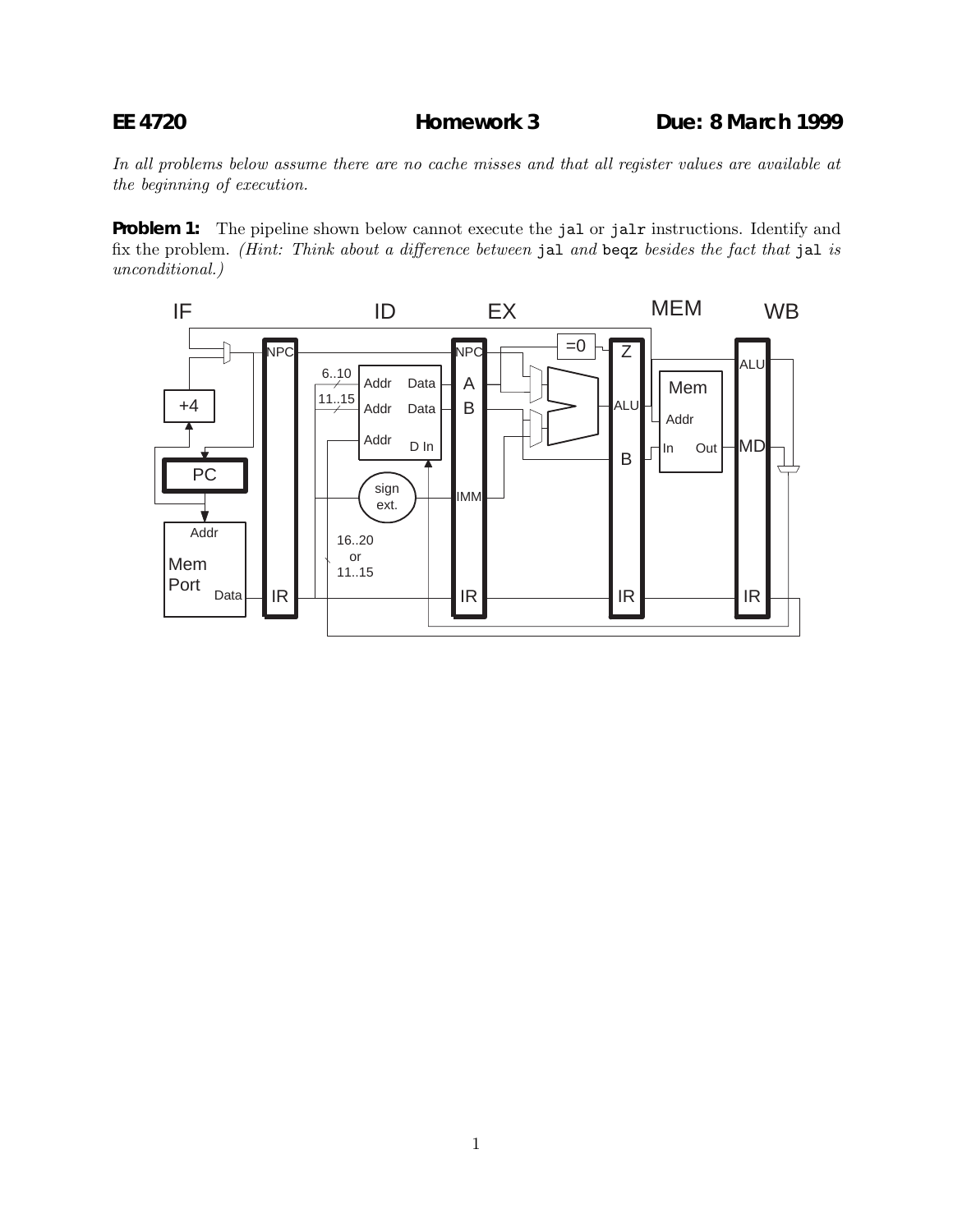**EE 4720** **Homework 3** **Due: 8 March 1999**

*In all problems below assume there are no cache misses and that all register values are available at the beginning of execution.*

**Problem 1:** The pipeline shown below cannot execute the `jal` or `jalr` instructions. Identify and fix the problem. *(Hint: Think about a difference between* `jal` *and* `beqz` *besides the fact that* `jal` *is unconditional.)*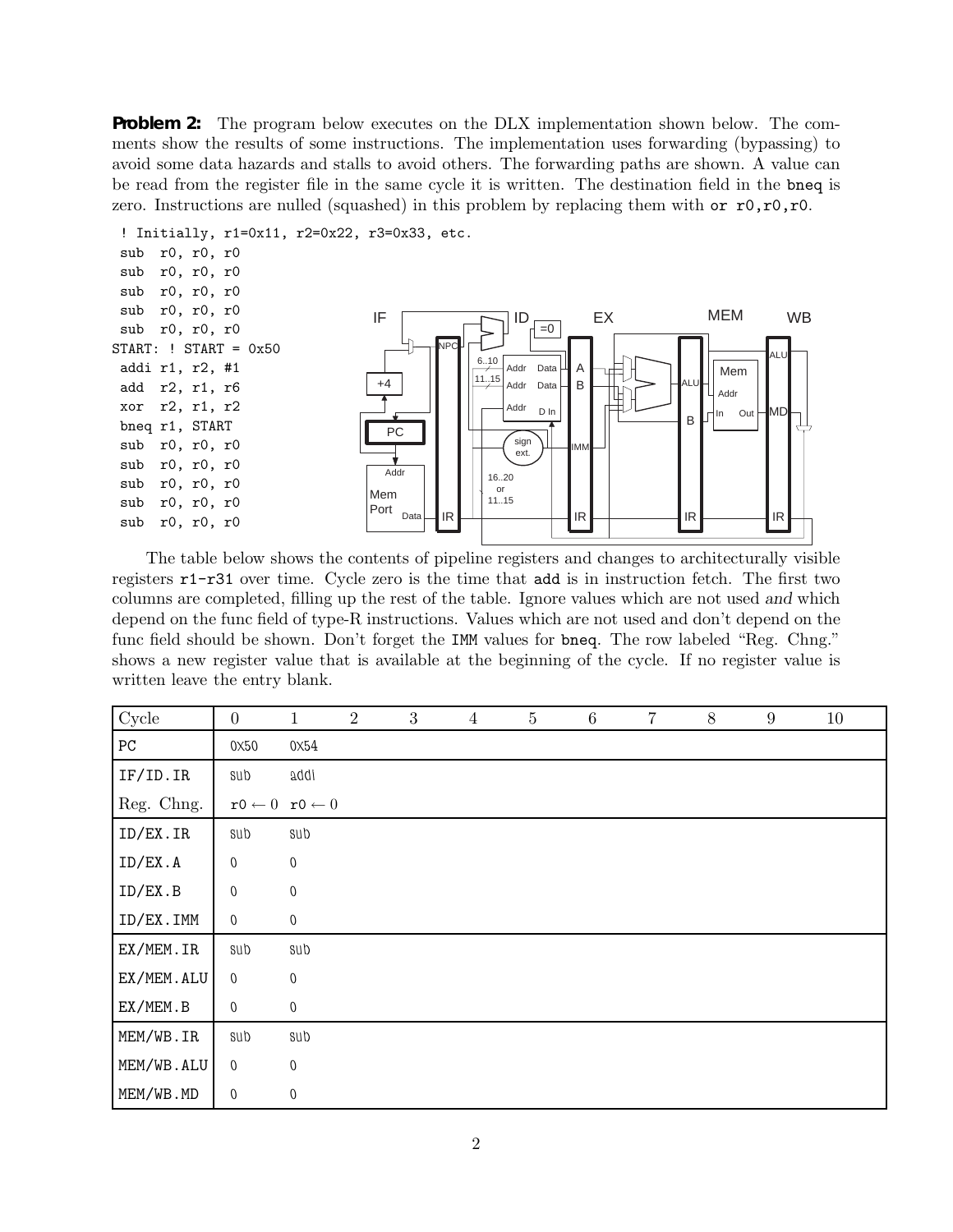**Problem 2:** The program below executes on the DLX implementation shown below. The comments show the results of some instructions. The implementation uses forwarding (bypassing) to avoid some data hazards and stalls to avoid others. The forwarding paths are shown. A value can be read from the register file in the same cycle it is written. The destination field in the `bneq` is zero. Instructions are nulled (squashed) in this problem by replacing them with `or r0,r0,r0`.

```
 ! Initially, r1=0x11, r2=0x22, r3=0x33, etc.
 sub  r0, r0, r0
 sub  r0, r0, r0
 sub  r0, r0, r0
 sub  r0, r0, r0
 sub  r0, r0, r0
START: ! START = 0x50
 addi r1, r2, #1
 add  r2, r1, r6
 xor  r2, r1, r2
 bneq r1, START
 sub  r0, r0, r0
 sub  r0, r0, r0
 sub  r0, r0, r0
 sub  r0, r0, r0
 sub  r0, r0, r0
```

The table below shows the contents of pipeline registers and changes to architecturally visible registers r1-r31 over time. Cycle zero is the time that `add` is in instruction fetch. The first two columns are completed, filling up the rest of the table. Ignore values which are not used *and* which depend on the func field of type-R instructions. Values which are not used and don't depend on the func field should be shown. Don't forget the IMM values for `bneq`. The row labeled "Reg. Chng." shows a new register value that is available at the beginning of the cycle. If no register value is written leave the entry blank.

| Cycle | 0 | 1 | 2 | 3 | 4 | 5 | 6 | 7 | 8 | 9 | 10 |
|---|---|---|---|---|---|---|---|---|---|---|---|
| PC | 0x50 | 0x54 | | | | | | | | | |
| IF/ID.IR | sub | addi | | | | | | | | | |
| Reg. Chng. | $r0 \leftarrow 0$ | $r0 \leftarrow 0$ | | | | | | | | | |
| ID/EX.IR | sub | sub | | | | | | | | | |
| ID/EX.A | 0 | 0 | | | | | | | | | |
| ID/EX.B | 0 | 0 | | | | | | | | | |
| ID/EX.IMM | 0 | 0 | | | | | | | | | |
| EX/MEM.IR | sub | sub | | | | | | | | | |
| EX/MEM.ALU | 0 | 0 | | | | | | | | | |
| EX/MEM.B | 0 | 0 | | | | | | | | | |
| MEM/WB.IR | sub | sub | | | | | | | | | |
| MEM/WB.ALU | 0 | 0 | | | | | | | | | |
| MEM/WB.MD | 0 | 0 | | | | | | | | | |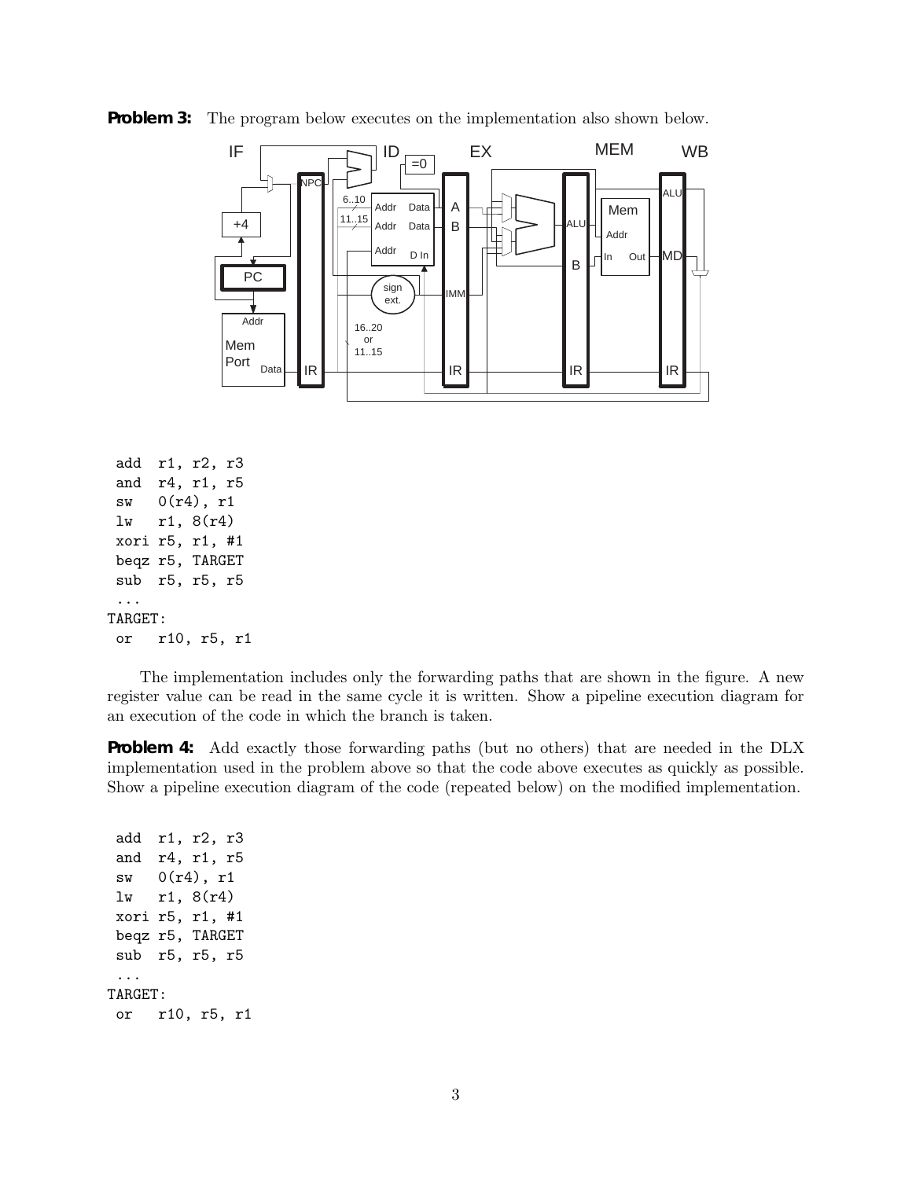**Problem 3:** The program below executes on the implementation also shown below.

```
 add  r1, r2, r3
 and  r4, r1, r5
 sw   0(r4), r1
 lw   r1, 8(r4)
 xori r5, r1, #1
 beqz r5, TARGET
 sub  r5, r5, r5
 ...
TARGET:
 or   r10, r5, r1
```

The implementation includes only the forwarding paths that are shown in the figure. A new register value can be read in the same cycle it is written. Show a pipeline execution diagram for an execution of the code in which the branch is taken.

**Problem 4:** Add exactly those forwarding paths (but no others) that are needed in the DLX implementation used in the problem above so that the code above executes as quickly as possible. Show a pipeline execution diagram of the code (repeated below) on the modified implementation.

```
 add  r1, r2, r3
 and  r4, r1, r5
 sw   0(r4), r1
 lw   r1, 8(r4)
 xori r5, r1, #1
 beqz r5, TARGET
 sub  r5, r5, r5
 ...
TARGET:
 or   r10, r5, r1
```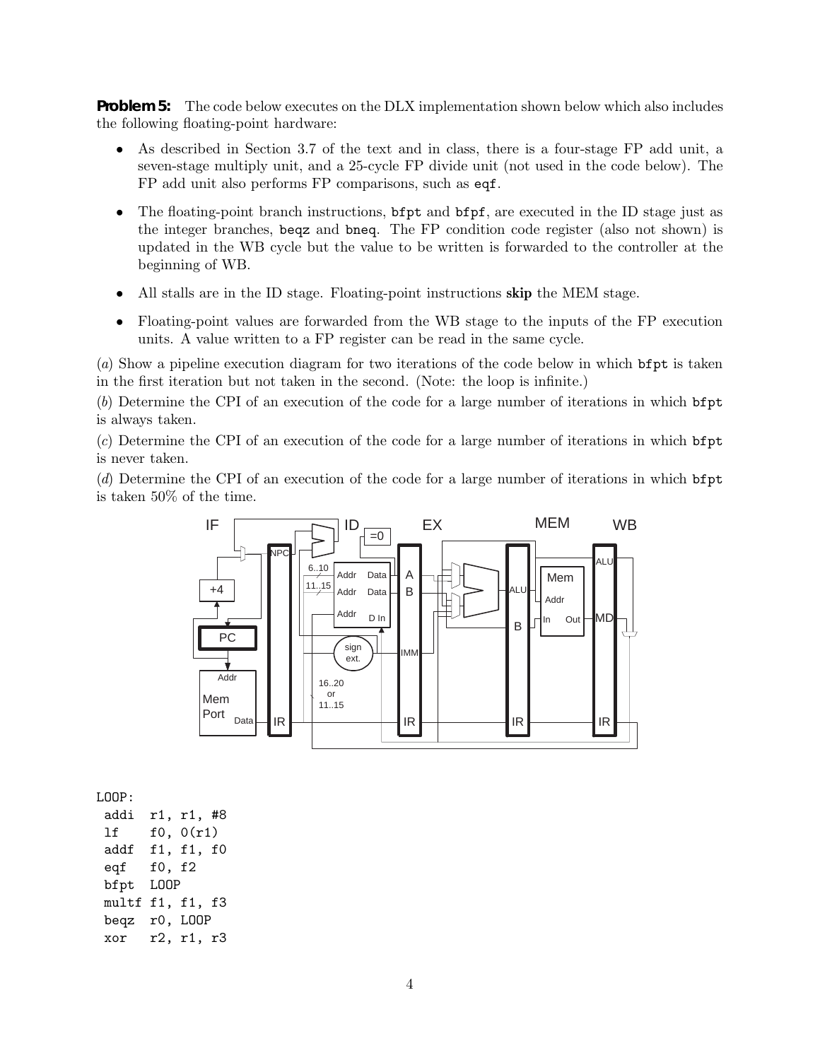**Problem 5:** The code below executes on the DLX implementation shown below which also includes the following floating-point hardware:

- As described in Section 3.7 of the text and in class, there is a four-stage FP add unit, a seven-stage multiply unit, and a 25-cycle FP divide unit (not used in the code below). The FP add unit also performs FP comparisons, such as `eqf`.
- The floating-point branch instructions, `bfpt` and `bfpf`, are executed in the ID stage just as the integer branches, `beqz` and `bneq`. The FP condition code register (also not shown) is updated in the WB cycle but the value to be written is forwarded to the controller at the beginning of WB.
- All stalls are in the ID stage. Floating-point instructions **skip** the MEM stage.
- Floating-point values are forwarded from the WB stage to the inputs of the FP execution units. A value written to a FP register can be read in the same cycle.

(*a*) Show a pipeline execution diagram for two iterations of the code below in which `bfpt` is taken in the first iteration but not taken in the second. (Note: the loop is infinite.)

(*b*) Determine the CPI of an execution of the code for a large number of iterations in which `bfpt` is always taken.

(*c*) Determine the CPI of an execution of the code for a large number of iterations in which `bfpt` is never taken.

(*d*) Determine the CPI of an execution of the code for a large number of iterations in which `bfpt` is taken 50% of the time.

IF ID EX MEM WB

```
LOOP:
 addi  r1, r1, #8
 lf    f0, 0(r1)
 addf  f1, f1, f0
 eqf   f0, f2
 bfpt  LOOP
 multf f1, f1, f3
 beqz  r0, LOOP
 xor   r2, r1, r3
```